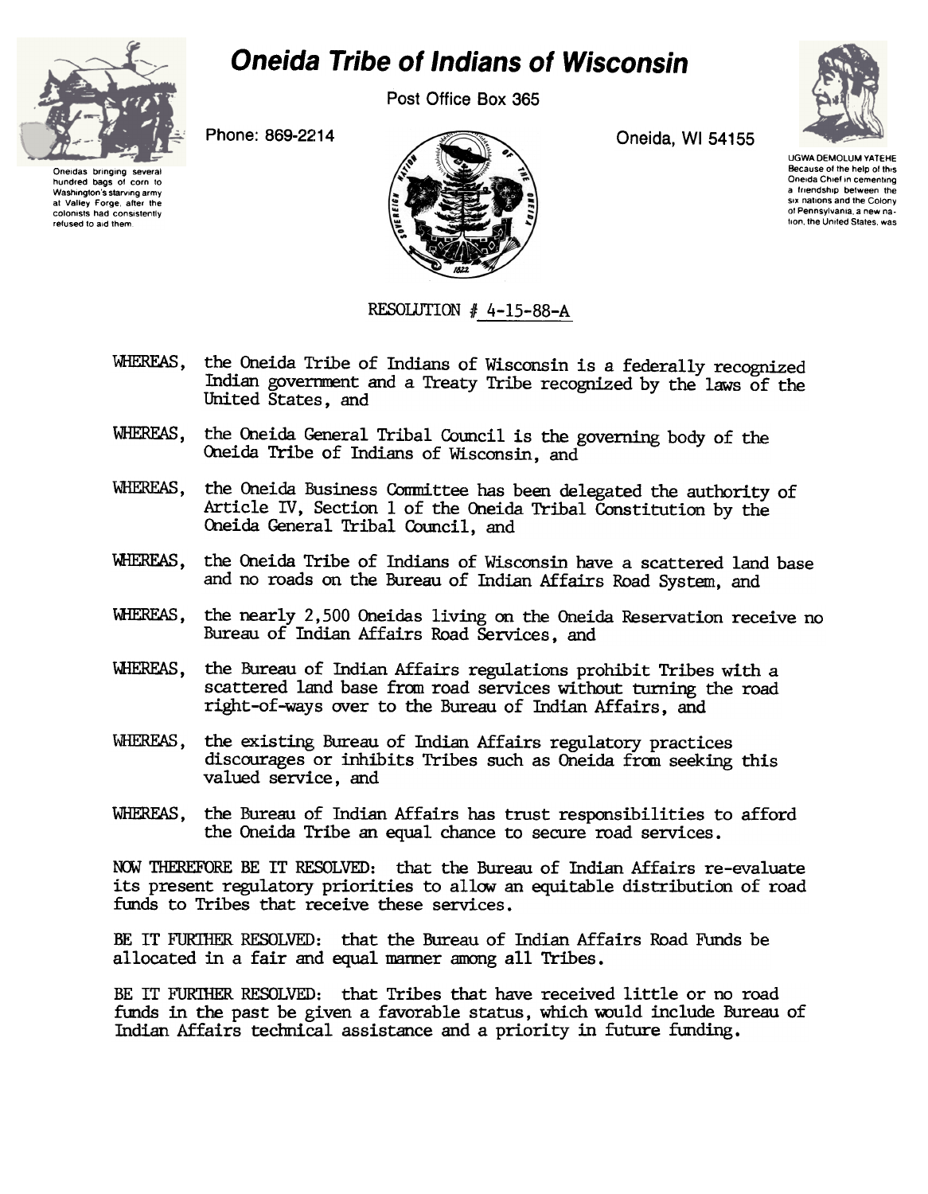# Oneida Tribe of Indians of Wisconsin

Post Office Box 365

Phone: 869-2214

Oneida, WI 54155

Oneidas bringing several hundred bags of corn to Washington's starving army at Valley Forge, after the colonists had consistently refused to aid them.

UGWA DEMOLUM YATEHE
Because of the help of this Oneida Chief in cementing a friendship between the six nations and the Colony of Pennsylvania, a new nation, the United States, was

RESOLUTION # 4-15-88-A

WHEREAS, the Oneida Tribe of Indians of Wisconsin is a federally recognized Indian government and a Treaty Tribe recognized by the laws of the United States, and

WHEREAS, the Oneida General Tribal Council is the governing body of the Oneida Tribe of Indians of Wisconsin, and

WHEREAS, the Oneida Business Committee has been delegated the authority of Article IV, Section 1 of the Oneida Tribal Constitution by the Oneida General Tribal Council, and

WHEREAS, the Oneida Tribe of Indians of Wisconsin have a scattered land base and no roads on the Bureau of Indian Affairs Road System, and

WHEREAS, the nearly 2,500 Oneidas living on the Oneida Reservation receive no Bureau of Indian Affairs Road Services, and

WHEREAS, the Bureau of Indian Affairs regulations prohibit Tribes with a scattered land base from road services without turning the road right-of-ways over to the Bureau of Indian Affairs, and

WHEREAS, the existing Bureau of Indian Affairs regulatory practices discourages or inhibits Tribes such as Oneida from seeking this valued service, and

WHEREAS, the Bureau of Indian Affairs has trust responsibilities to afford the Oneida Tribe an equal chance to secure road services.

NOW THEREFORE BE IT RESOLVED: that the Bureau of Indian Affairs re-evaluate its present regulatory priorities to allow an equitable distribution of road funds to Tribes that receive these services.

BE IT FURTHER RESOLVED: that the Bureau of Indian Affairs Road Funds be allocated in a fair and equal manner among all Tribes.

BE IT FURTHER RESOLVED: that Tribes that have received little or no road funds in the past be given a favorable status, which would include Bureau of Indian Affairs technical assistance and a priority in future funding.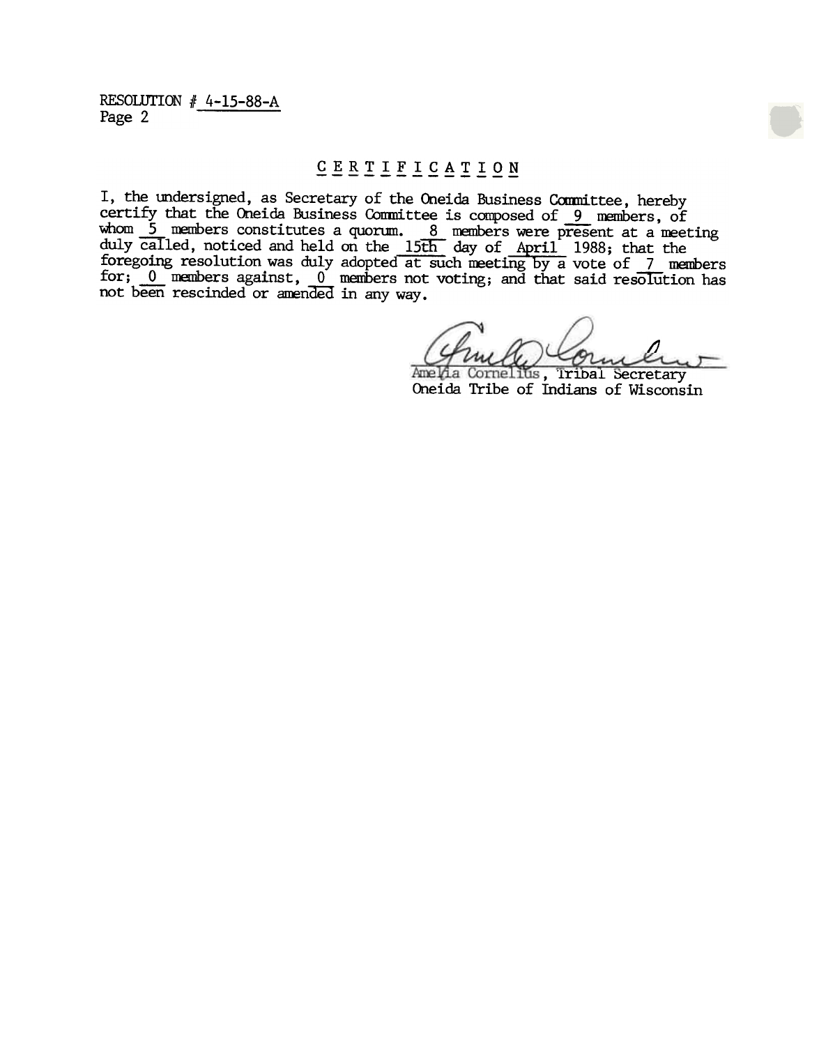RESOLUTION # 4-15-88-A
Page 2

## CERTIFICATION

I, the undersigned, as Secretary of the Oneida Business Committee, hereby certify that the Oneida Business Committee is composed of 9 members, of whom 5 members constitutes a quorum. 8 members were present at a meeting duly called, noticed and held on the 15th day of April 1988; that the foregoing resolution was duly adopted at such meeting by a vote of 7 members for; 0 members against, 0 members not voting; and that said resolution has not been rescinded or amended in any way.

Amelia Cornelius, Tribal Secretary
Oneida Tribe of Indians of Wisconsin